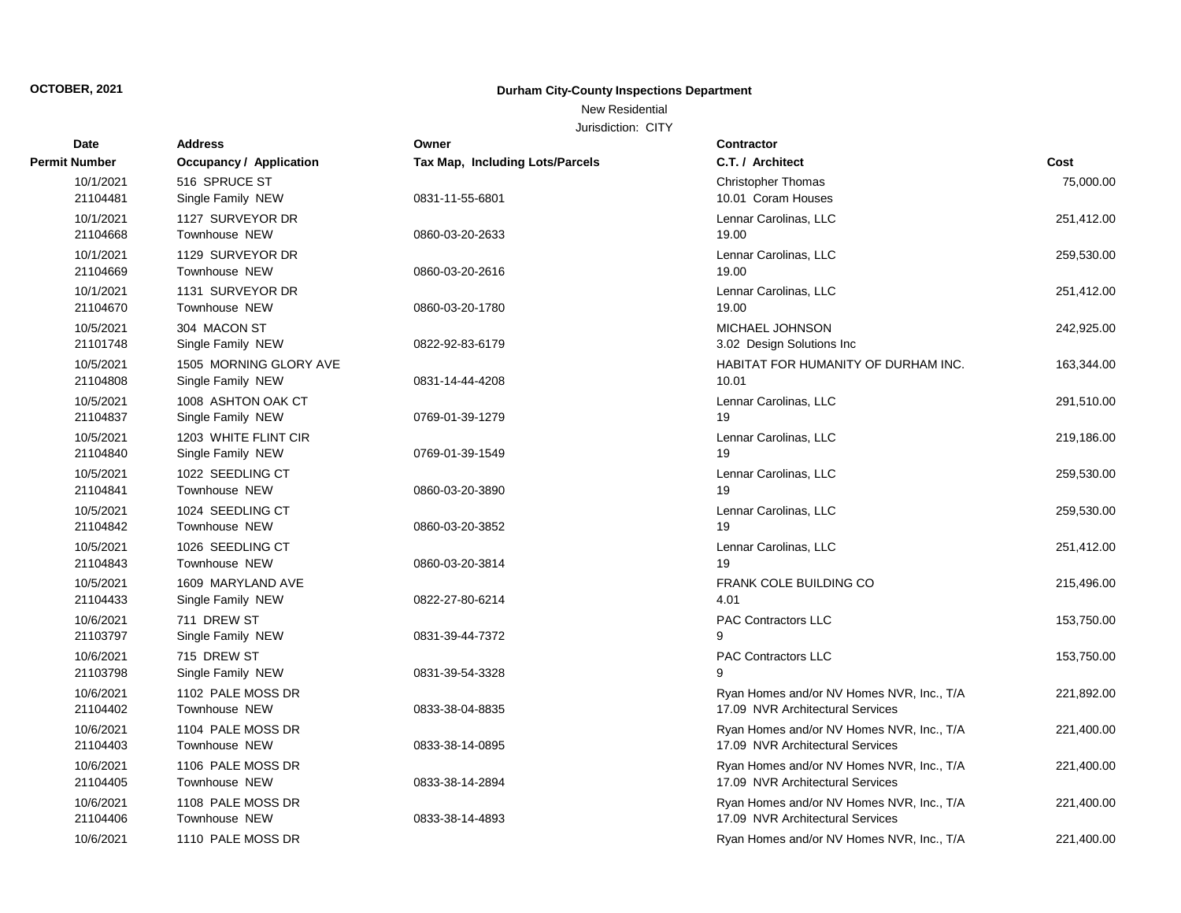**OCTOBER, 2021**

## Durham City-County Inspections Department

New Residential

Jurisdiction: CITY

| Date / Permit Number | Address / Occupancy / Application | Owner / Tax Map, Including Lots/Parcels | Contractor / C.T. / Architect | Cost |
|---|---|---|---|---|
| 10/1/2021<br>21104481 | 516 SPRUCE ST<br>Single Family NEW | 0831-11-55-6801 | Christopher Thomas<br>10.01 Coram Houses | 75,000.00 |
| 10/1/2021<br>21104668 | 1127 SURVEYOR DR<br>Townhouse NEW | 0860-03-20-2633 | Lennar Carolinas, LLC<br>19.00 | 251,412.00 |
| 10/1/2021<br>21104669 | 1129 SURVEYOR DR<br>Townhouse NEW | 0860-03-20-2616 | Lennar Carolinas, LLC<br>19.00 | 259,530.00 |
| 10/1/2021<br>21104670 | 1131 SURVEYOR DR<br>Townhouse NEW | 0860-03-20-1780 | Lennar Carolinas, LLC<br>19.00 | 251,412.00 |
| 10/5/2021<br>21101748 | 304 MACON ST<br>Single Family NEW | 0822-92-83-6179 | MICHAEL JOHNSON<br>3.02 Design Solutions Inc | 242,925.00 |
| 10/5/2021<br>21104808 | 1505 MORNING GLORY AVE<br>Single Family NEW | 0831-14-44-4208 | HABITAT FOR HUMANITY OF DURHAM INC.<br>10.01 | 163,344.00 |
| 10/5/2021<br>21104837 | 1008 ASHTON OAK CT<br>Single Family NEW | 0769-01-39-1279 | Lennar Carolinas, LLC<br>19 | 291,510.00 |
| 10/5/2021<br>21104840 | 1203 WHITE FLINT CIR<br>Single Family NEW | 0769-01-39-1549 | Lennar Carolinas, LLC<br>19 | 219,186.00 |
| 10/5/2021<br>21104841 | 1022 SEEDLING CT<br>Townhouse NEW | 0860-03-20-3890 | Lennar Carolinas, LLC<br>19 | 259,530.00 |
| 10/5/2021<br>21104842 | 1024 SEEDLING CT<br>Townhouse NEW | 0860-03-20-3852 | Lennar Carolinas, LLC<br>19 | 259,530.00 |
| 10/5/2021<br>21104843 | 1026 SEEDLING CT<br>Townhouse NEW | 0860-03-20-3814 | Lennar Carolinas, LLC<br>19 | 251,412.00 |
| 10/5/2021<br>21104433 | 1609 MARYLAND AVE<br>Single Family NEW | 0822-27-80-6214 | FRANK COLE BUILDING CO<br>4.01 | 215,496.00 |
| 10/6/2021<br>21103797 | 711 DREW ST<br>Single Family NEW | 0831-39-44-7372 | PAC Contractors LLC<br>9 | 153,750.00 |
| 10/6/2021<br>21103798 | 715 DREW ST<br>Single Family NEW | 0831-39-54-3328 | PAC Contractors LLC<br>9 | 153,750.00 |
| 10/6/2021<br>21104402 | 1102 PALE MOSS DR<br>Townhouse NEW | 0833-38-04-8835 | Ryan Homes and/or NV Homes NVR, Inc., T/A<br>17.09 NVR Architectural Services | 221,892.00 |
| 10/6/2021<br>21104403 | 1104 PALE MOSS DR<br>Townhouse NEW | 0833-38-14-0895 | Ryan Homes and/or NV Homes NVR, Inc., T/A<br>17.09 NVR Architectural Services | 221,400.00 |
| 10/6/2021<br>21104405 | 1106 PALE MOSS DR<br>Townhouse NEW | 0833-38-14-2894 | Ryan Homes and/or NV Homes NVR, Inc., T/A<br>17.09 NVR Architectural Services | 221,400.00 |
| 10/6/2021<br>21104406 | 1108 PALE MOSS DR<br>Townhouse NEW | 0833-38-14-4893 | Ryan Homes and/or NV Homes NVR, Inc., T/A<br>17.09 NVR Architectural Services | 221,400.00 |
| 10/6/2021 | 1110 PALE MOSS DR | | Ryan Homes and/or NV Homes NVR, Inc., T/A | 221,400.00 |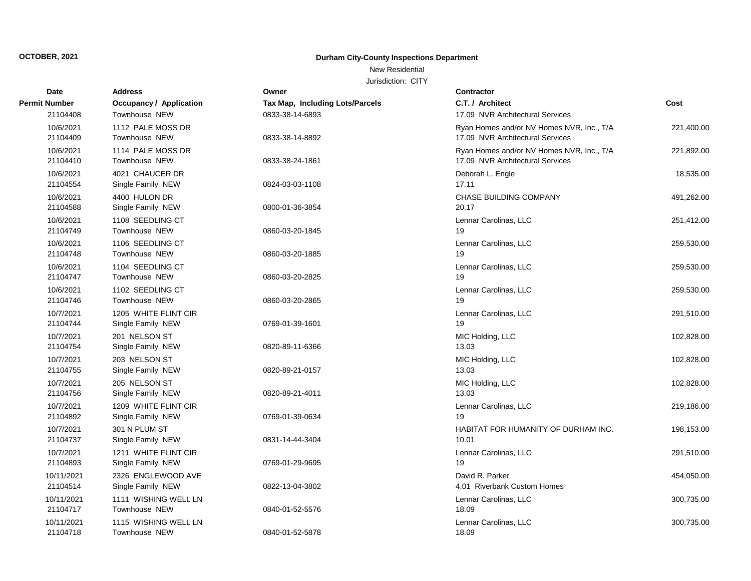**OCTOBER, 2021**

**Durham City-County Inspections Department**

New Residential

Jurisdiction: CITY

| Date / Permit Number | Address / Occupancy / Application | Owner / Tax Map, Including Lots/Parcels | Contractor / C.T. / Architect | Cost |
|---|---|---|---|---|
| 21104408 | Townhouse NEW | 0833-38-14-6893 | 17.09 NVR Architectural Services | |
| 10/6/2021<br>21104409 | 1112 PALE MOSS DR<br>Townhouse NEW | 0833-38-14-8892 | Ryan Homes and/or NV Homes NVR, Inc., T/A<br>17.09 NVR Architectural Services | 221,400.00 |
| 10/6/2021<br>21104410 | 1114 PALE MOSS DR<br>Townhouse NEW | 0833-38-24-1861 | Ryan Homes and/or NV Homes NVR, Inc., T/A<br>17.09 NVR Architectural Services | 221,892.00 |
| 10/6/2021<br>21104554 | 4021 CHAUCER DR<br>Single Family NEW | 0824-03-03-1108 | Deborah L. Engle<br>17.11 | 18,535.00 |
| 10/6/2021<br>21104588 | 4400 HULON DR<br>Single Family NEW | 0800-01-36-3854 | CHASE BUILDING COMPANY<br>20.17 | 491,262.00 |
| 10/6/2021<br>21104749 | 1108 SEEDLING CT<br>Townhouse NEW | 0860-03-20-1845 | Lennar Carolinas, LLC<br>19 | 251,412.00 |
| 10/6/2021<br>21104748 | 1106 SEEDLING CT<br>Townhouse NEW | 0860-03-20-1885 | Lennar Carolinas, LLC<br>19 | 259,530.00 |
| 10/6/2021<br>21104747 | 1104 SEEDLING CT<br>Townhouse NEW | 0860-03-20-2825 | Lennar Carolinas, LLC<br>19 | 259,530.00 |
| 10/6/2021<br>21104746 | 1102 SEEDLING CT<br>Townhouse NEW | 0860-03-20-2865 | Lennar Carolinas, LLC<br>19 | 259,530.00 |
| 10/7/2021<br>21104744 | 1205 WHITE FLINT CIR<br>Single Family NEW | 0769-01-39-1601 | Lennar Carolinas, LLC<br>19 | 291,510.00 |
| 10/7/2021<br>21104754 | 201 NELSON ST<br>Single Family NEW | 0820-89-11-6366 | MIC Holding, LLC<br>13.03 | 102,828.00 |
| 10/7/2021<br>21104755 | 203 NELSON ST<br>Single Family NEW | 0820-89-21-0157 | MIC Holding, LLC<br>13.03 | 102,828.00 |
| 10/7/2021<br>21104756 | 205 NELSON ST<br>Single Family NEW | 0820-89-21-4011 | MIC Holding, LLC<br>13.03 | 102,828.00 |
| 10/7/2021<br>21104892 | 1209 WHITE FLINT CIR<br>Single Family NEW | 0769-01-39-0634 | Lennar Carolinas, LLC<br>19 | 219,186.00 |
| 10/7/2021<br>21104737 | 301 N PLUM ST<br>Single Family NEW | 0831-14-44-3404 | HABITAT FOR HUMANITY OF DURHAM INC.<br>10.01 | 198,153.00 |
| 10/7/2021<br>21104893 | 1211 WHITE FLINT CIR<br>Single Family NEW | 0769-01-29-9695 | Lennar Carolinas, LLC<br>19 | 291,510.00 |
| 10/11/2021<br>21104514 | 2326 ENGLEWOOD AVE<br>Single Family NEW | 0822-13-04-3802 | David R. Parker<br>4.01 Riverbank Custom Homes | 454,050.00 |
| 10/11/2021<br>21104717 | 1111 WISHING WELL LN<br>Townhouse NEW | 0840-01-52-5576 | Lennar Carolinas, LLC<br>18.09 | 300,735.00 |
| 10/11/2021<br>21104718 | 1115 WISHING WELL LN<br>Townhouse NEW | 0840-01-52-5878 | Lennar Carolinas, LLC<br>18.09 | 300,735.00 |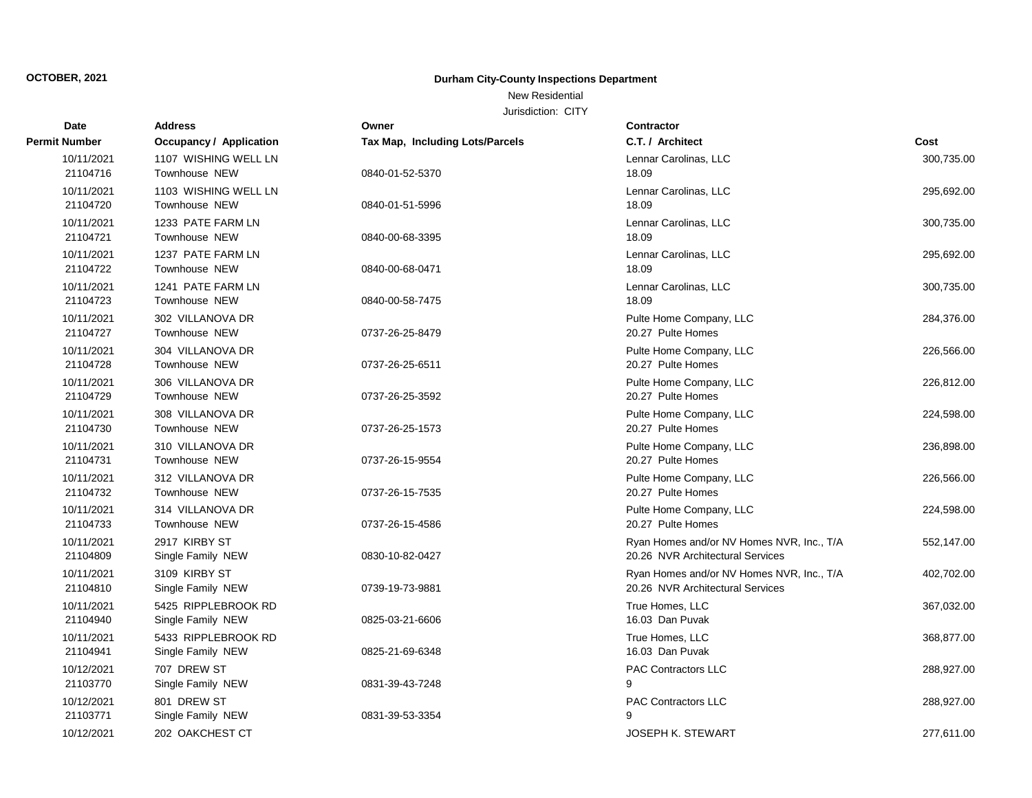**OCTOBER, 2021**

**Durham City-County Inspections Department**

New Residential

Jurisdiction: CITY

| Date / Permit Number | Address / Occupancy / Application | Owner / Tax Map, Including Lots/Parcels | Contractor / C.T. / Architect | Cost |
|---|---|---|---|---|
| 10/11/2021<br>21104716 | 1107 WISHING WELL LN<br>Townhouse NEW | 0840-01-52-5370 | Lennar Carolinas, LLC<br>18.09 | 300,735.00 |
| 10/11/2021<br>21104720 | 1103 WISHING WELL LN<br>Townhouse NEW | 0840-01-51-5996 | Lennar Carolinas, LLC<br>18.09 | 295,692.00 |
| 10/11/2021<br>21104721 | 1233 PATE FARM LN<br>Townhouse NEW | 0840-00-68-3395 | Lennar Carolinas, LLC<br>18.09 | 300,735.00 |
| 10/11/2021<br>21104722 | 1237 PATE FARM LN<br>Townhouse NEW | 0840-00-68-0471 | Lennar Carolinas, LLC<br>18.09 | 295,692.00 |
| 10/11/2021<br>21104723 | 1241 PATE FARM LN<br>Townhouse NEW | 0840-00-58-7475 | Lennar Carolinas, LLC<br>18.09 | 300,735.00 |
| 10/11/2021<br>21104727 | 302 VILLANOVA DR<br>Townhouse NEW | 0737-26-25-8479 | Pulte Home Company, LLC<br>20.27 Pulte Homes | 284,376.00 |
| 10/11/2021<br>21104728 | 304 VILLANOVA DR<br>Townhouse NEW | 0737-26-25-6511 | Pulte Home Company, LLC<br>20.27 Pulte Homes | 226,566.00 |
| 10/11/2021<br>21104729 | 306 VILLANOVA DR<br>Townhouse NEW | 0737-26-25-3592 | Pulte Home Company, LLC<br>20.27 Pulte Homes | 226,812.00 |
| 10/11/2021<br>21104730 | 308 VILLANOVA DR<br>Townhouse NEW | 0737-26-25-1573 | Pulte Home Company, LLC<br>20.27 Pulte Homes | 224,598.00 |
| 10/11/2021<br>21104731 | 310 VILLANOVA DR<br>Townhouse NEW | 0737-26-15-9554 | Pulte Home Company, LLC<br>20.27 Pulte Homes | 236,898.00 |
| 10/11/2021<br>21104732 | 312 VILLANOVA DR<br>Townhouse NEW | 0737-26-15-7535 | Pulte Home Company, LLC<br>20.27 Pulte Homes | 226,566.00 |
| 10/11/2021<br>21104733 | 314 VILLANOVA DR<br>Townhouse NEW | 0737-26-15-4586 | Pulte Home Company, LLC<br>20.27 Pulte Homes | 224,598.00 |
| 10/11/2021<br>21104809 | 2917 KIRBY ST<br>Single Family NEW | 0830-10-82-0427 | Ryan Homes and/or NV Homes NVR, Inc., T/A<br>20.26 NVR Architectural Services | 552,147.00 |
| 10/11/2021<br>21104810 | 3109 KIRBY ST<br>Single Family NEW | 0739-19-73-9881 | Ryan Homes and/or NV Homes NVR, Inc., T/A<br>20.26 NVR Architectural Services | 402,702.00 |
| 10/11/2021<br>21104940 | 5425 RIPPLEBROOK RD<br>Single Family NEW | 0825-03-21-6606 | True Homes, LLC<br>16.03 Dan Puvak | 367,032.00 |
| 10/11/2021<br>21104941 | 5433 RIPPLEBROOK RD<br>Single Family NEW | 0825-21-69-6348 | True Homes, LLC<br>16.03 Dan Puvak | 368,877.00 |
| 10/12/2021<br>21103770 | 707 DREW ST<br>Single Family NEW | 0831-39-43-7248 | PAC Contractors LLC<br>9 | 288,927.00 |
| 10/12/2021<br>21103771 | 801 DREW ST<br>Single Family NEW | 0831-39-53-3354 | PAC Contractors LLC<br>9 | 288,927.00 |
| 10/12/2021 | 202 OAKCHEST CT | | JOSEPH K. STEWART | 277,611.00 |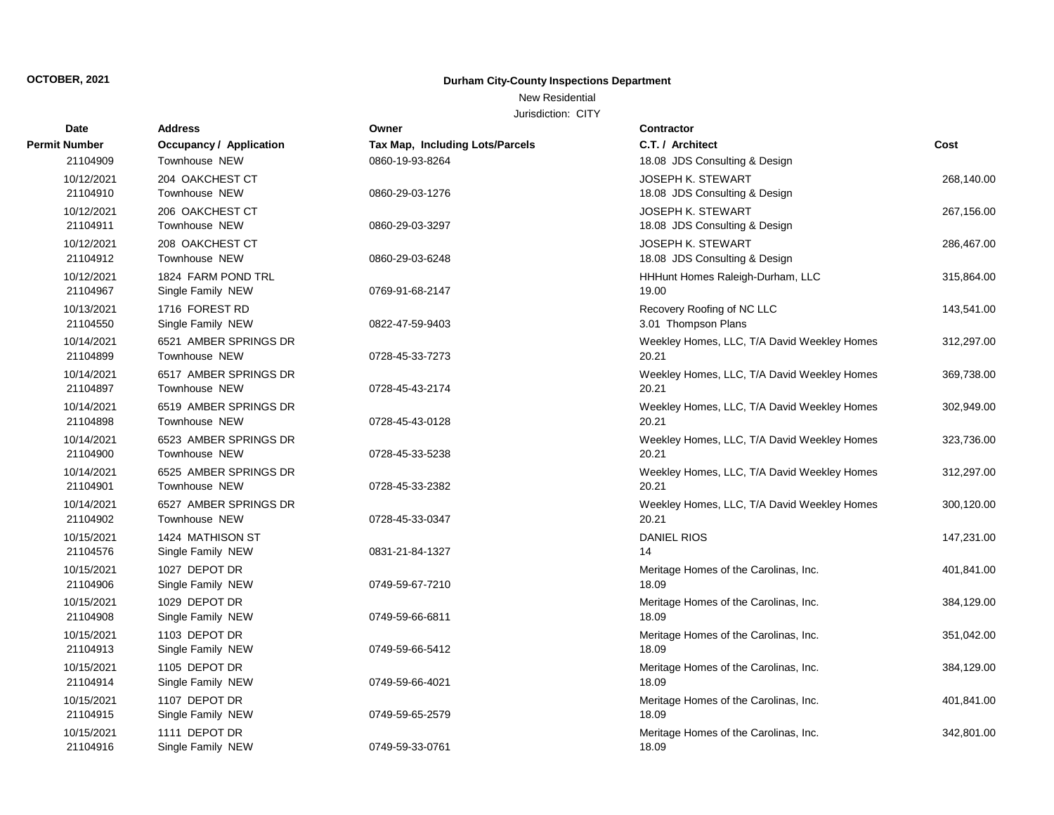**OCTOBER, 2021**

**Durham City-County Inspections Department**

New Residential

Jurisdiction: CITY

| Date / Permit Number | Address / Occupancy / Application | Owner / Tax Map, Including Lots/Parcels | Contractor / C.T. / Architect | Cost |
|---|---|---|---|---|
| 21104909 | Townhouse NEW | 0860-19-93-8264 | 18.08 JDS Consulting & Design | |
| 10/12/2021 | 204 OAKCHEST CT | | JOSEPH K. STEWART | 268,140.00 |
| 21104910 | Townhouse NEW | 0860-29-03-1276 | 18.08 JDS Consulting & Design | |
| 10/12/2021 | 206 OAKCHEST CT | | JOSEPH K. STEWART | 267,156.00 |
| 21104911 | Townhouse NEW | 0860-29-03-3297 | 18.08 JDS Consulting & Design | |
| 10/12/2021 | 208 OAKCHEST CT | | JOSEPH K. STEWART | 286,467.00 |
| 21104912 | Townhouse NEW | 0860-29-03-6248 | 18.08 JDS Consulting & Design | |
| 10/12/2021 | 1824 FARM POND TRL | | HHHunt Homes Raleigh-Durham, LLC | 315,864.00 |
| 21104967 | Single Family NEW | 0769-91-68-2147 | 19.00 | |
| 10/13/2021 | 1716 FOREST RD | | Recovery Roofing of NC LLC | 143,541.00 |
| 21104550 | Single Family NEW | 0822-47-59-9403 | 3.01 Thompson Plans | |
| 10/14/2021 | 6521 AMBER SPRINGS DR | | Weekley Homes, LLC, T/A David Weekley Homes | 312,297.00 |
| 21104899 | Townhouse NEW | 0728-45-33-7273 | 20.21 | |
| 10/14/2021 | 6517 AMBER SPRINGS DR | | Weekley Homes, LLC, T/A David Weekley Homes | 369,738.00 |
| 21104897 | Townhouse NEW | 0728-45-43-2174 | 20.21 | |
| 10/14/2021 | 6519 AMBER SPRINGS DR | | Weekley Homes, LLC, T/A David Weekley Homes | 302,949.00 |
| 21104898 | Townhouse NEW | 0728-45-43-0128 | 20.21 | |
| 10/14/2021 | 6523 AMBER SPRINGS DR | | Weekley Homes, LLC, T/A David Weekley Homes | 323,736.00 |
| 21104900 | Townhouse NEW | 0728-45-33-5238 | 20.21 | |
| 10/14/2021 | 6525 AMBER SPRINGS DR | | Weekley Homes, LLC, T/A David Weekley Homes | 312,297.00 |
| 21104901 | Townhouse NEW | 0728-45-33-2382 | 20.21 | |
| 10/14/2021 | 6527 AMBER SPRINGS DR | | Weekley Homes, LLC, T/A David Weekley Homes | 300,120.00 |
| 21104902 | Townhouse NEW | 0728-45-33-0347 | 20.21 | |
| 10/15/2021 | 1424 MATHISON ST | | DANIEL RIOS | 147,231.00 |
| 21104576 | Single Family NEW | 0831-21-84-1327 | 14 | |
| 10/15/2021 | 1027 DEPOT DR | | Meritage Homes of the Carolinas, Inc. | 401,841.00 |
| 21104906 | Single Family NEW | 0749-59-67-7210 | 18.09 | |
| 10/15/2021 | 1029 DEPOT DR | | Meritage Homes of the Carolinas, Inc. | 384,129.00 |
| 21104908 | Single Family NEW | 0749-59-66-6811 | 18.09 | |
| 10/15/2021 | 1103 DEPOT DR | | Meritage Homes of the Carolinas, Inc. | 351,042.00 |
| 21104913 | Single Family NEW | 0749-59-66-5412 | 18.09 | |
| 10/15/2021 | 1105 DEPOT DR | | Meritage Homes of the Carolinas, Inc. | 384,129.00 |
| 21104914 | Single Family NEW | 0749-59-66-4021 | 18.09 | |
| 10/15/2021 | 1107 DEPOT DR | | Meritage Homes of the Carolinas, Inc. | 401,841.00 |
| 21104915 | Single Family NEW | 0749-59-65-2579 | 18.09 | |
| 10/15/2021 | 1111 DEPOT DR | | Meritage Homes of the Carolinas, Inc. | 342,801.00 |
| 21104916 | Single Family NEW | 0749-59-33-0761 | 18.09 | |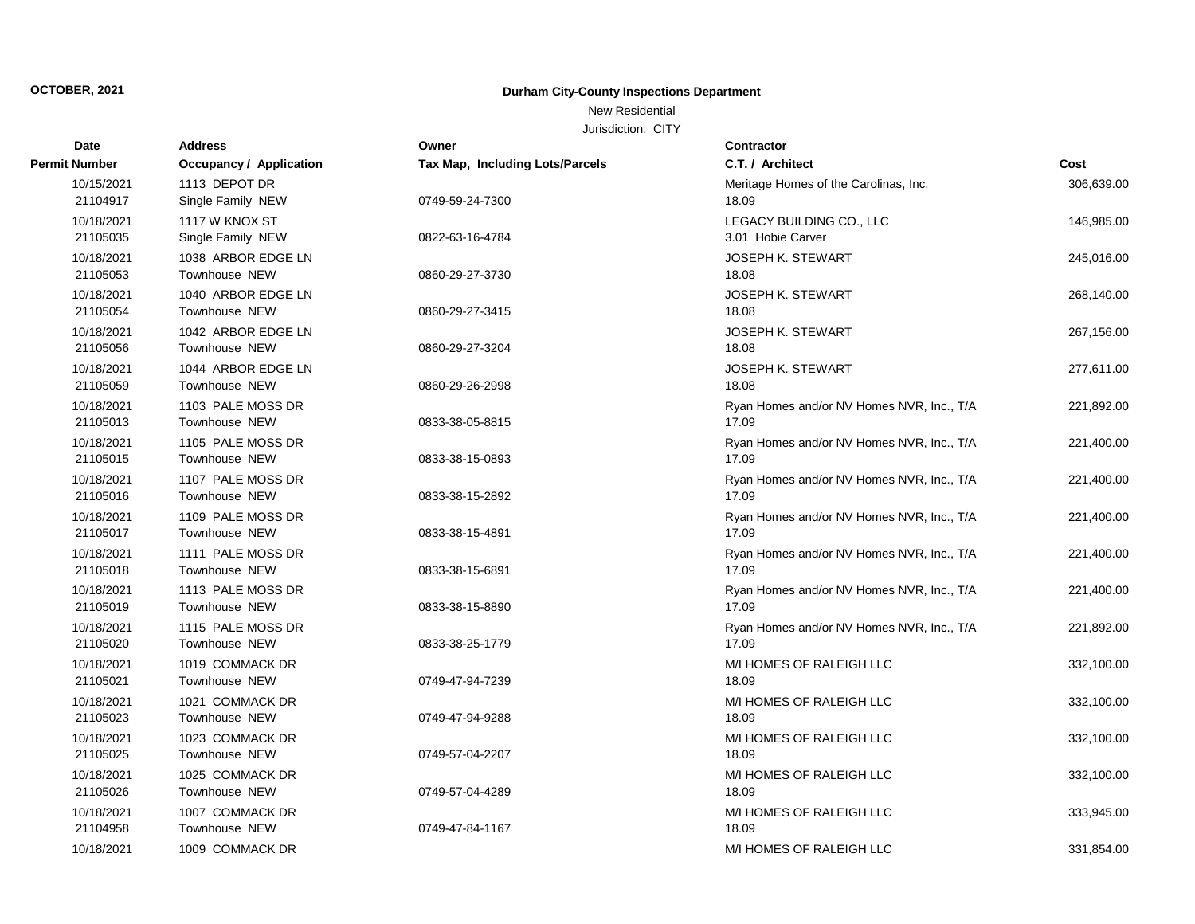OCTOBER, 2021

**Durham City-County Inspections Department**

New Residential

Jurisdiction: CITY

| Date / Permit Number | Address / Occupancy / Application | Owner / Tax Map, Including Lots/Parcels | Contractor / C.T. / Architect | Cost |
|---|---|---|---|---|
| 10/15/2021<br>21104917 | 1113 DEPOT DR<br>Single Family NEW | <br>0749-59-24-7300 | Meritage Homes of the Carolinas, Inc.<br>18.09 | 306,639.00 |
| 10/18/2021<br>21105035 | 1117 W KNOX ST<br>Single Family NEW | <br>0822-63-16-4784 | LEGACY BUILDING CO., LLC<br>3.01 Hobie Carver | 146,985.00 |
| 10/18/2021<br>21105053 | 1038 ARBOR EDGE LN<br>Townhouse NEW | <br>0860-29-27-3730 | JOSEPH K. STEWART<br>18.08 | 245,016.00 |
| 10/18/2021<br>21105054 | 1040 ARBOR EDGE LN<br>Townhouse NEW | <br>0860-29-27-3415 | JOSEPH K. STEWART<br>18.08 | 268,140.00 |
| 10/18/2021<br>21105056 | 1042 ARBOR EDGE LN<br>Townhouse NEW | <br>0860-29-27-3204 | JOSEPH K. STEWART<br>18.08 | 267,156.00 |
| 10/18/2021<br>21105059 | 1044 ARBOR EDGE LN<br>Townhouse NEW | <br>0860-29-26-2998 | JOSEPH K. STEWART<br>18.08 | 277,611.00 |
| 10/18/2021<br>21105013 | 1103 PALE MOSS DR<br>Townhouse NEW | <br>0833-38-05-8815 | Ryan Homes and/or NV Homes NVR, Inc., T/A<br>17.09 | 221,892.00 |
| 10/18/2021<br>21105015 | 1105 PALE MOSS DR<br>Townhouse NEW | <br>0833-38-15-0893 | Ryan Homes and/or NV Homes NVR, Inc., T/A<br>17.09 | 221,400.00 |
| 10/18/2021<br>21105016 | 1107 PALE MOSS DR<br>Townhouse NEW | <br>0833-38-15-2892 | Ryan Homes and/or NV Homes NVR, Inc., T/A<br>17.09 | 221,400.00 |
| 10/18/2021<br>21105017 | 1109 PALE MOSS DR<br>Townhouse NEW | <br>0833-38-15-4891 | Ryan Homes and/or NV Homes NVR, Inc., T/A<br>17.09 | 221,400.00 |
| 10/18/2021<br>21105018 | 1111 PALE MOSS DR<br>Townhouse NEW | <br>0833-38-15-6891 | Ryan Homes and/or NV Homes NVR, Inc., T/A<br>17.09 | 221,400.00 |
| 10/18/2021<br>21105019 | 1113 PALE MOSS DR<br>Townhouse NEW | <br>0833-38-15-8890 | Ryan Homes and/or NV Homes NVR, Inc., T/A<br>17.09 | 221,400.00 |
| 10/18/2021<br>21105020 | 1115 PALE MOSS DR<br>Townhouse NEW | <br>0833-38-25-1779 | Ryan Homes and/or NV Homes NVR, Inc., T/A<br>17.09 | 221,892.00 |
| 10/18/2021<br>21105021 | 1019 COMMACK DR<br>Townhouse NEW | <br>0749-47-94-7239 | M/I HOMES OF RALEIGH LLC<br>18.09 | 332,100.00 |
| 10/18/2021<br>21105023 | 1021 COMMACK DR<br>Townhouse NEW | <br>0749-47-94-9288 | M/I HOMES OF RALEIGH LLC<br>18.09 | 332,100.00 |
| 10/18/2021<br>21105025 | 1023 COMMACK DR<br>Townhouse NEW | <br>0749-57-04-2207 | M/I HOMES OF RALEIGH LLC<br>18.09 | 332,100.00 |
| 10/18/2021<br>21105026 | 1025 COMMACK DR<br>Townhouse NEW | <br>0749-57-04-4289 | M/I HOMES OF RALEIGH LLC<br>18.09 | 332,100.00 |
| 10/18/2021<br>21104958 | 1007 COMMACK DR<br>Townhouse NEW | <br>0749-47-84-1167 | M/I HOMES OF RALEIGH LLC<br>18.09 | 333,945.00 |
| 10/18/2021 | 1009 COMMACK DR | | M/I HOMES OF RALEIGH LLC | 331,854.00 |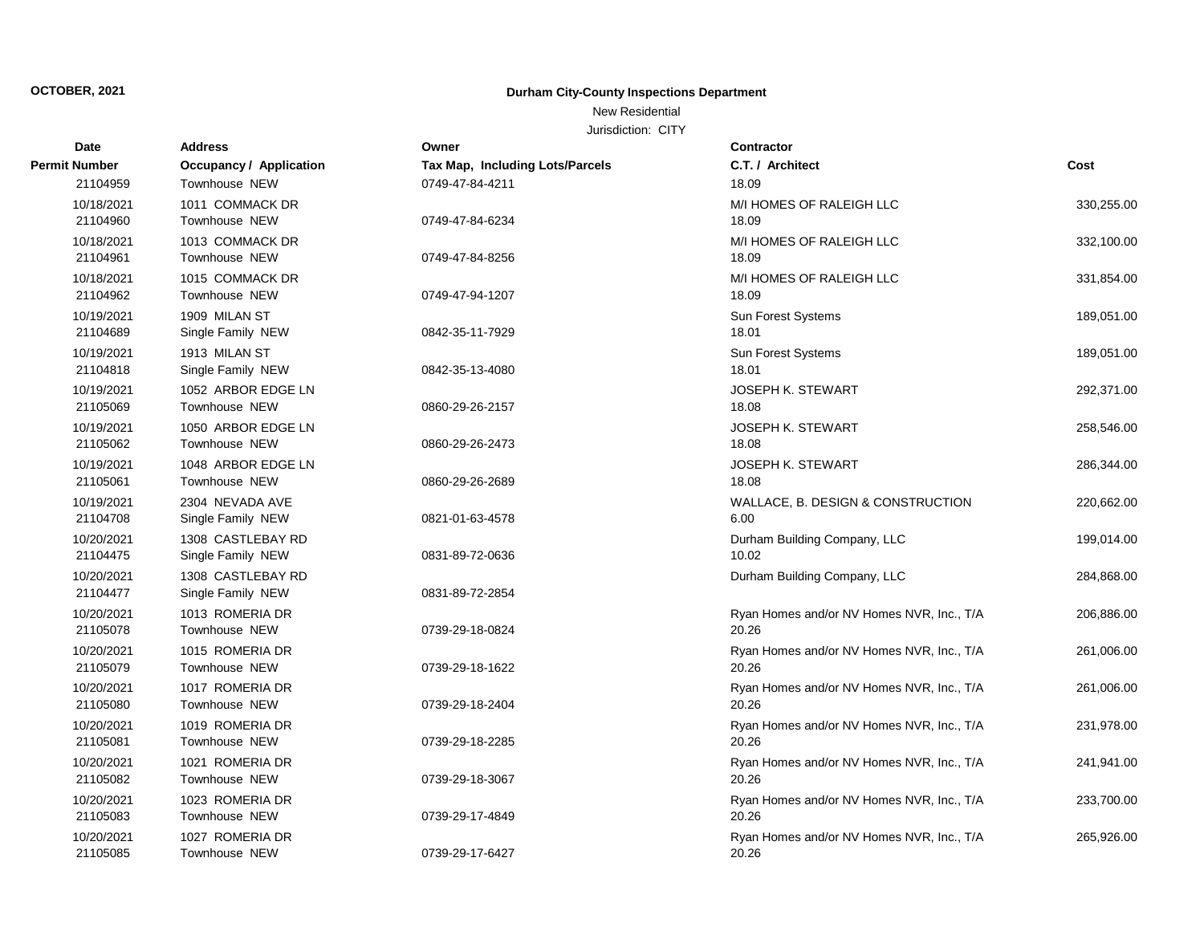**OCTOBER, 2021**

**Durham City-County Inspections Department**

New Residential

Jurisdiction: CITY

| Date / Permit Number | Address / Occupancy / Application | Owner / Tax Map, Including Lots/Parcels | Contractor / C.T. / Architect | Cost |
|---|---|---|---|---|
| 21104959 | Townhouse NEW | 0749-47-84-4211 | 18.09 | |
| 10/18/2021<br>21104960 | 1011 COMMACK DR<br>Townhouse NEW | 0749-47-84-6234 | M/I HOMES OF RALEIGH LLC<br>18.09 | 330,255.00 |
| 10/18/2021<br>21104961 | 1013 COMMACK DR<br>Townhouse NEW | 0749-47-84-8256 | M/I HOMES OF RALEIGH LLC<br>18.09 | 332,100.00 |
| 10/18/2021<br>21104962 | 1015 COMMACK DR<br>Townhouse NEW | 0749-47-94-1207 | M/I HOMES OF RALEIGH LLC<br>18.09 | 331,854.00 |
| 10/19/2021<br>21104689 | 1909 MILAN ST<br>Single Family NEW | 0842-35-11-7929 | Sun Forest Systems<br>18.01 | 189,051.00 |
| 10/19/2021<br>21104818 | 1913 MILAN ST<br>Single Family NEW | 0842-35-13-4080 | Sun Forest Systems<br>18.01 | 189,051.00 |
| 10/19/2021<br>21105069 | 1052 ARBOR EDGE LN<br>Townhouse NEW | 0860-29-26-2157 | JOSEPH K. STEWART<br>18.08 | 292,371.00 |
| 10/19/2021<br>21105062 | 1050 ARBOR EDGE LN<br>Townhouse NEW | 0860-29-26-2473 | JOSEPH K. STEWART<br>18.08 | 258,546.00 |
| 10/19/2021<br>21105061 | 1048 ARBOR EDGE LN<br>Townhouse NEW | 0860-29-26-2689 | JOSEPH K. STEWART<br>18.08 | 286,344.00 |
| 10/19/2021<br>21104708 | 2304 NEVADA AVE<br>Single Family NEW | 0821-01-63-4578 | WALLACE, B. DESIGN & CONSTRUCTION<br>6.00 | 220,662.00 |
| 10/20/2021<br>21104475 | 1308 CASTLEBAY RD<br>Single Family NEW | 0831-89-72-0636 | Durham Building Company, LLC<br>10.02 | 199,014.00 |
| 10/20/2021<br>21104477 | 1308 CASTLEBAY RD<br>Single Family NEW | 0831-89-72-2854 | Durham Building Company, LLC | 284,868.00 |
| 10/20/2021<br>21105078 | 1013 ROMERIA DR<br>Townhouse NEW | 0739-29-18-0824 | Ryan Homes and/or NV Homes NVR, Inc., T/A<br>20.26 | 206,886.00 |
| 10/20/2021<br>21105079 | 1015 ROMERIA DR<br>Townhouse NEW | 0739-29-18-1622 | Ryan Homes and/or NV Homes NVR, Inc., T/A<br>20.26 | 261,006.00 |
| 10/20/2021<br>21105080 | 1017 ROMERIA DR<br>Townhouse NEW | 0739-29-18-2404 | Ryan Homes and/or NV Homes NVR, Inc., T/A<br>20.26 | 261,006.00 |
| 10/20/2021<br>21105081 | 1019 ROMERIA DR<br>Townhouse NEW | 0739-29-18-2285 | Ryan Homes and/or NV Homes NVR, Inc., T/A<br>20.26 | 231,978.00 |
| 10/20/2021<br>21105082 | 1021 ROMERIA DR<br>Townhouse NEW | 0739-29-18-3067 | Ryan Homes and/or NV Homes NVR, Inc., T/A<br>20.26 | 241,941.00 |
| 10/20/2021<br>21105083 | 1023 ROMERIA DR<br>Townhouse NEW | 0739-29-17-4849 | Ryan Homes and/or NV Homes NVR, Inc., T/A<br>20.26 | 233,700.00 |
| 10/20/2021<br>21105085 | 1027 ROMERIA DR<br>Townhouse NEW | 0739-29-17-6427 | Ryan Homes and/or NV Homes NVR, Inc., T/A<br>20.26 | 265,926.00 |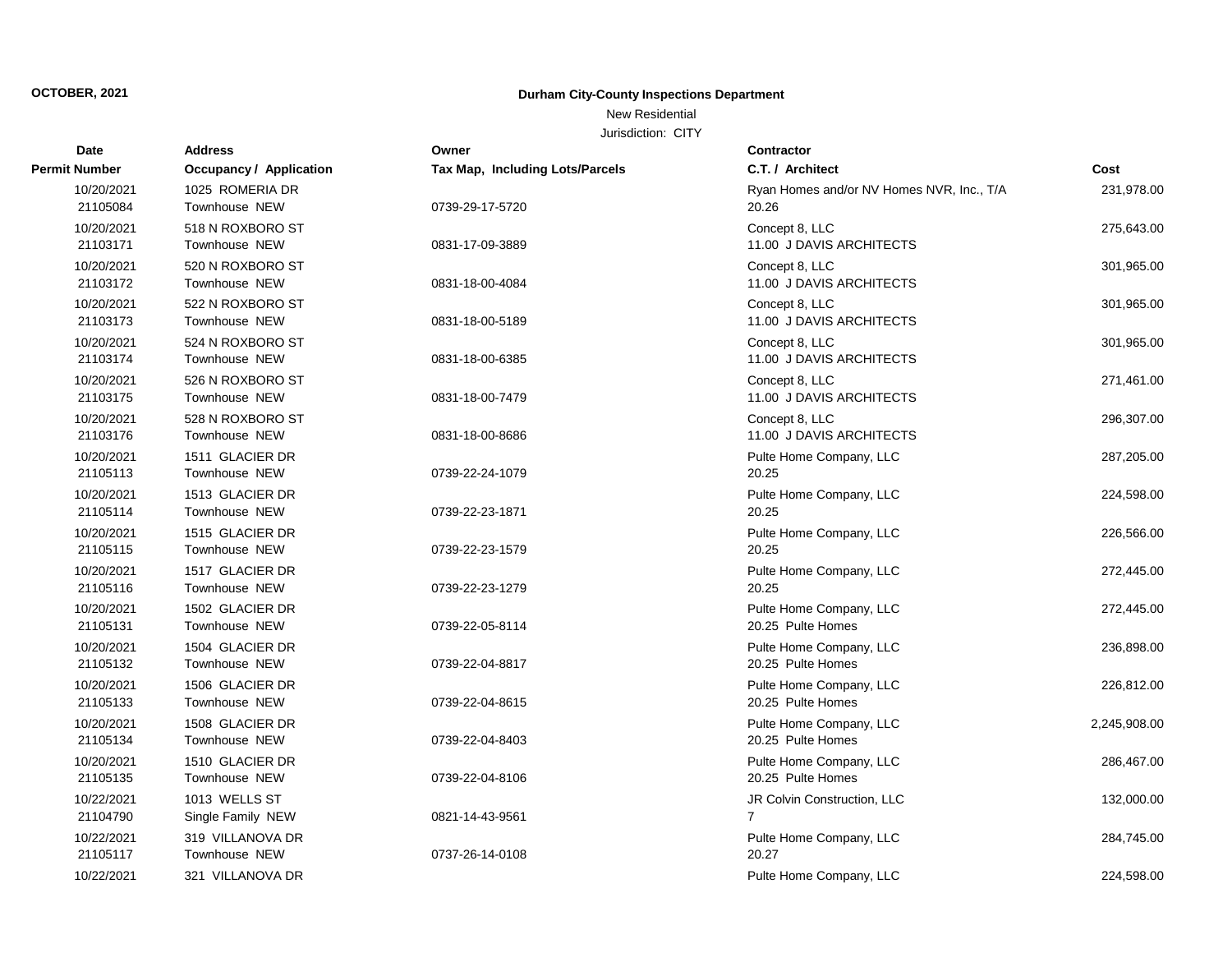**OCTOBER, 2021**

**Durham City-County Inspections Department**

New Residential

Jurisdiction: CITY

| Date / Permit Number | Address / Occupancy / Application | Owner / Tax Map, Including Lots/Parcels | Contractor / C.T. / Architect | Cost |
|---|---|---|---|---|
| 10/20/2021<br>21105084 | 1025 ROMERIA DR<br>Townhouse NEW | <br>0739-29-17-5720 | Ryan Homes and/or NV Homes NVR, Inc., T/A<br>20.26 | 231,978.00 |
| 10/20/2021<br>21103171 | 518 N ROXBORO ST<br>Townhouse NEW | <br>0831-17-09-3889 | Concept 8, LLC<br>11.00 J DAVIS ARCHITECTS | 275,643.00 |
| 10/20/2021<br>21103172 | 520 N ROXBORO ST<br>Townhouse NEW | <br>0831-18-00-4084 | Concept 8, LLC<br>11.00 J DAVIS ARCHITECTS | 301,965.00 |
| 10/20/2021<br>21103173 | 522 N ROXBORO ST<br>Townhouse NEW | <br>0831-18-00-5189 | Concept 8, LLC<br>11.00 J DAVIS ARCHITECTS | 301,965.00 |
| 10/20/2021<br>21103174 | 524 N ROXBORO ST<br>Townhouse NEW | <br>0831-18-00-6385 | Concept 8, LLC<br>11.00 J DAVIS ARCHITECTS | 301,965.00 |
| 10/20/2021<br>21103175 | 526 N ROXBORO ST<br>Townhouse NEW | <br>0831-18-00-7479 | Concept 8, LLC<br>11.00 J DAVIS ARCHITECTS | 271,461.00 |
| 10/20/2021<br>21103176 | 528 N ROXBORO ST<br>Townhouse NEW | <br>0831-18-00-8686 | Concept 8, LLC<br>11.00 J DAVIS ARCHITECTS | 296,307.00 |
| 10/20/2021<br>21105113 | 1511 GLACIER DR<br>Townhouse NEW | <br>0739-22-24-1079 | Pulte Home Company, LLC<br>20.25 | 287,205.00 |
| 10/20/2021<br>21105114 | 1513 GLACIER DR<br>Townhouse NEW | <br>0739-22-23-1871 | Pulte Home Company, LLC<br>20.25 | 224,598.00 |
| 10/20/2021<br>21105115 | 1515 GLACIER DR<br>Townhouse NEW | <br>0739-22-23-1579 | Pulte Home Company, LLC<br>20.25 | 226,566.00 |
| 10/20/2021<br>21105116 | 1517 GLACIER DR<br>Townhouse NEW | <br>0739-22-23-1279 | Pulte Home Company, LLC<br>20.25 | 272,445.00 |
| 10/20/2021<br>21105131 | 1502 GLACIER DR<br>Townhouse NEW | <br>0739-22-05-8114 | Pulte Home Company, LLC<br>20.25 Pulte Homes | 272,445.00 |
| 10/20/2021<br>21105132 | 1504 GLACIER DR<br>Townhouse NEW | <br>0739-22-04-8817 | Pulte Home Company, LLC<br>20.25 Pulte Homes | 236,898.00 |
| 10/20/2021<br>21105133 | 1506 GLACIER DR<br>Townhouse NEW | <br>0739-22-04-8615 | Pulte Home Company, LLC<br>20.25 Pulte Homes | 226,812.00 |
| 10/20/2021<br>21105134 | 1508 GLACIER DR<br>Townhouse NEW | <br>0739-22-04-8403 | Pulte Home Company, LLC<br>20.25 Pulte Homes | 2,245,908.00 |
| 10/20/2021<br>21105135 | 1510 GLACIER DR<br>Townhouse NEW | <br>0739-22-04-8106 | Pulte Home Company, LLC<br>20.25 Pulte Homes | 286,467.00 |
| 10/22/2021<br>21104790 | 1013 WELLS ST<br>Single Family NEW | <br>0821-14-43-9561 | JR Colvin Construction, LLC<br>7 | 132,000.00 |
| 10/22/2021<br>21105117 | 319 VILLANOVA DR<br>Townhouse NEW | <br>0737-26-14-0108 | Pulte Home Company, LLC<br>20.27 | 284,745.00 |
| 10/22/2021 | 321 VILLANOVA DR | | Pulte Home Company, LLC | 224,598.00 |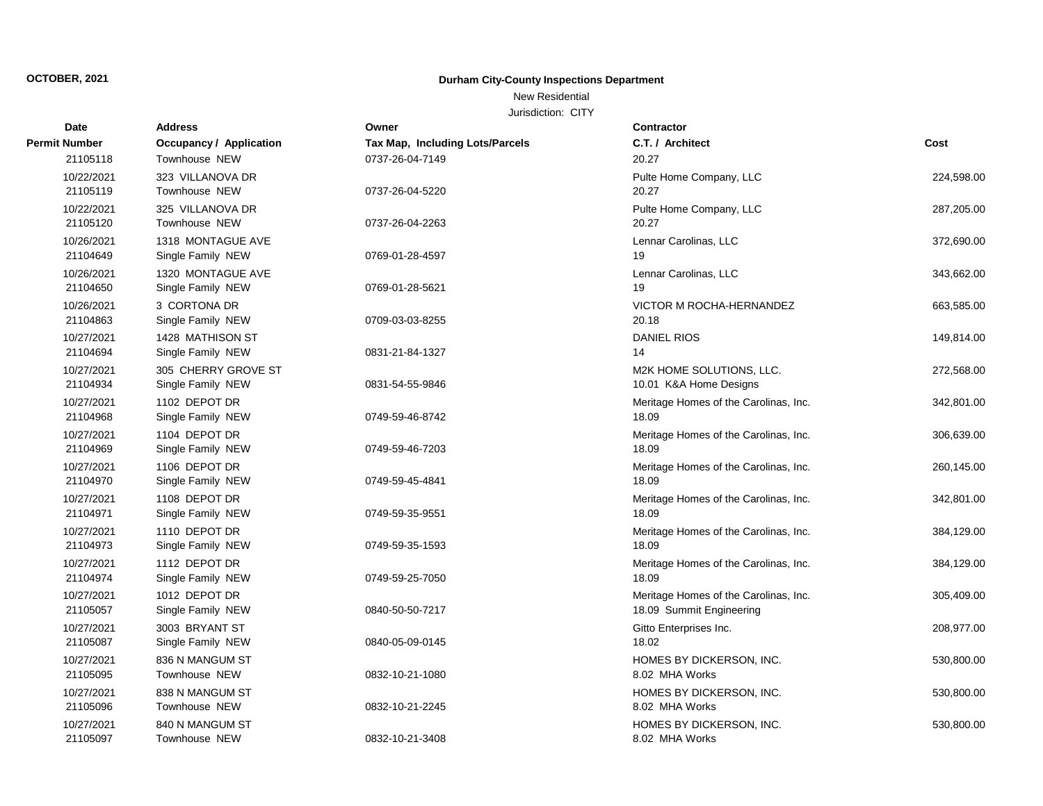**OCTOBER, 2021**

**Durham City-County Inspections Department**

New Residential

Jurisdiction: CITY

| Date / Permit Number | Address / Occupancy / Application | Owner / Tax Map, Including Lots/Parcels | Contractor / C.T. / Architect | Cost |
|---|---|---|---|---|
| 21105118 | Townhouse NEW | 0737-26-04-7149 | 20.27 | |
| 10/22/2021 21105119 | 323 VILLANOVA DR Townhouse NEW | 0737-26-04-5220 | Pulte Home Company, LLC 20.27 | 224,598.00 |
| 10/22/2021 21105120 | 325 VILLANOVA DR Townhouse NEW | 0737-26-04-2263 | Pulte Home Company, LLC 20.27 | 287,205.00 |
| 10/26/2021 21104649 | 1318 MONTAGUE AVE Single Family NEW | 0769-01-28-4597 | Lennar Carolinas, LLC 19 | 372,690.00 |
| 10/26/2021 21104650 | 1320 MONTAGUE AVE Single Family NEW | 0769-01-28-5621 | Lennar Carolinas, LLC 19 | 343,662.00 |
| 10/26/2021 21104863 | 3 CORTONA DR Single Family NEW | 0709-03-03-8255 | VICTOR M ROCHA-HERNANDEZ 20.18 | 663,585.00 |
| 10/27/2021 21104694 | 1428 MATHISON ST Single Family NEW | 0831-21-84-1327 | DANIEL RIOS 14 | 149,814.00 |
| 10/27/2021 21104934 | 305 CHERRY GROVE ST Single Family NEW | 0831-54-55-9846 | M2K HOME SOLUTIONS, LLC. 10.01 K&A Home Designs | 272,568.00 |
| 10/27/2021 21104968 | 1102 DEPOT DR Single Family NEW | 0749-59-46-8742 | Meritage Homes of the Carolinas, Inc. 18.09 | 342,801.00 |
| 10/27/2021 21104969 | 1104 DEPOT DR Single Family NEW | 0749-59-46-7203 | Meritage Homes of the Carolinas, Inc. 18.09 | 306,639.00 |
| 10/27/2021 21104970 | 1106 DEPOT DR Single Family NEW | 0749-59-45-4841 | Meritage Homes of the Carolinas, Inc. 18.09 | 260,145.00 |
| 10/27/2021 21104971 | 1108 DEPOT DR Single Family NEW | 0749-59-35-9551 | Meritage Homes of the Carolinas, Inc. 18.09 | 342,801.00 |
| 10/27/2021 21104973 | 1110 DEPOT DR Single Family NEW | 0749-59-35-1593 | Meritage Homes of the Carolinas, Inc. 18.09 | 384,129.00 |
| 10/27/2021 21104974 | 1112 DEPOT DR Single Family NEW | 0749-59-25-7050 | Meritage Homes of the Carolinas, Inc. 18.09 | 384,129.00 |
| 10/27/2021 21105057 | 1012 DEPOT DR Single Family NEW | 0840-50-50-7217 | Meritage Homes of the Carolinas, Inc. 18.09 Summit Engineering | 305,409.00 |
| 10/27/2021 21105087 | 3003 BRYANT ST Single Family NEW | 0840-05-09-0145 | Gitto Enterprises Inc. 18.02 | 208,977.00 |
| 10/27/2021 21105095 | 836 N MANGUM ST Townhouse NEW | 0832-10-21-1080 | HOMES BY DICKERSON, INC. 8.02 MHA Works | 530,800.00 |
| 10/27/2021 21105096 | 838 N MANGUM ST Townhouse NEW | 0832-10-21-2245 | HOMES BY DICKERSON, INC. 8.02 MHA Works | 530,800.00 |
| 10/27/2021 21105097 | 840 N MANGUM ST Townhouse NEW | 0832-10-21-3408 | HOMES BY DICKERSON, INC. 8.02 MHA Works | 530,800.00 |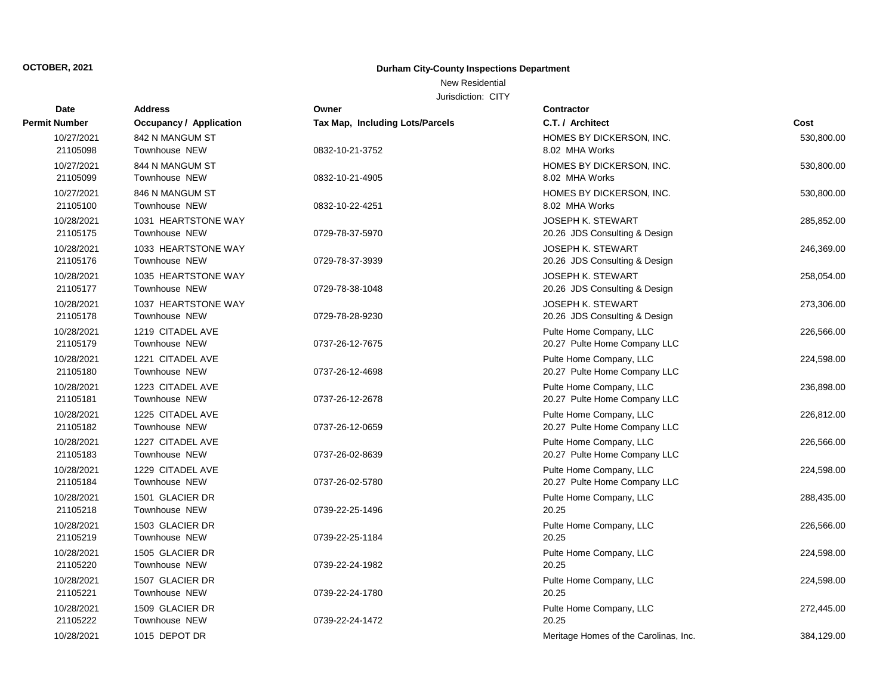**OCTOBER, 2021**

**Durham City-County Inspections Department**

New Residential

Jurisdiction: CITY

| Date<br>Permit Number | Address<br>Occupancy / Application | Owner<br>Tax Map, Including Lots/Parcels | Contractor<br>C.T. / Architect | Cost |
|---|---|---|---|---|
| 10/27/2021<br>21105098 | 842 N MANGUM ST<br>Townhouse NEW | 0832-10-21-3752 | HOMES BY DICKERSON, INC.<br>8.02 MHA Works | 530,800.00 |
| 10/27/2021<br>21105099 | 844 N MANGUM ST<br>Townhouse NEW | 0832-10-21-4905 | HOMES BY DICKERSON, INC.<br>8.02 MHA Works | 530,800.00 |
| 10/27/2021<br>21105100 | 846 N MANGUM ST<br>Townhouse NEW | 0832-10-22-4251 | HOMES BY DICKERSON, INC.<br>8.02 MHA Works | 530,800.00 |
| 10/28/2021<br>21105175 | 1031 HEARTSTONE WAY<br>Townhouse NEW | 0729-78-37-5970 | JOSEPH K. STEWART<br>20.26 JDS Consulting & Design | 285,852.00 |
| 10/28/2021<br>21105176 | 1033 HEARTSTONE WAY<br>Townhouse NEW | 0729-78-37-3939 | JOSEPH K. STEWART<br>20.26 JDS Consulting & Design | 246,369.00 |
| 10/28/2021<br>21105177 | 1035 HEARTSTONE WAY<br>Townhouse NEW | 0729-78-38-1048 | JOSEPH K. STEWART<br>20.26 JDS Consulting & Design | 258,054.00 |
| 10/28/2021<br>21105178 | 1037 HEARTSTONE WAY<br>Townhouse NEW | 0729-78-28-9230 | JOSEPH K. STEWART<br>20.26 JDS Consulting & Design | 273,306.00 |
| 10/28/2021<br>21105179 | 1219 CITADEL AVE<br>Townhouse NEW | 0737-26-12-7675 | Pulte Home Company, LLC<br>20.27 Pulte Home Company LLC | 226,566.00 |
| 10/28/2021<br>21105180 | 1221 CITADEL AVE<br>Townhouse NEW | 0737-26-12-4698 | Pulte Home Company, LLC<br>20.27 Pulte Home Company LLC | 224,598.00 |
| 10/28/2021<br>21105181 | 1223 CITADEL AVE<br>Townhouse NEW | 0737-26-12-2678 | Pulte Home Company, LLC<br>20.27 Pulte Home Company LLC | 236,898.00 |
| 10/28/2021<br>21105182 | 1225 CITADEL AVE<br>Townhouse NEW | 0737-26-12-0659 | Pulte Home Company, LLC<br>20.27 Pulte Home Company LLC | 226,812.00 |
| 10/28/2021<br>21105183 | 1227 CITADEL AVE<br>Townhouse NEW | 0737-26-02-8639 | Pulte Home Company, LLC<br>20.27 Pulte Home Company LLC | 226,566.00 |
| 10/28/2021<br>21105184 | 1229 CITADEL AVE<br>Townhouse NEW | 0737-26-02-5780 | Pulte Home Company, LLC<br>20.27 Pulte Home Company LLC | 224,598.00 |
| 10/28/2021<br>21105218 | 1501 GLACIER DR<br>Townhouse NEW | 0739-22-25-1496 | Pulte Home Company, LLC<br>20.25 | 288,435.00 |
| 10/28/2021<br>21105219 | 1503 GLACIER DR<br>Townhouse NEW | 0739-22-25-1184 | Pulte Home Company, LLC<br>20.25 | 226,566.00 |
| 10/28/2021<br>21105220 | 1505 GLACIER DR<br>Townhouse NEW | 0739-22-24-1982 | Pulte Home Company, LLC<br>20.25 | 224,598.00 |
| 10/28/2021<br>21105221 | 1507 GLACIER DR<br>Townhouse NEW | 0739-22-24-1780 | Pulte Home Company, LLC<br>20.25 | 224,598.00 |
| 10/28/2021<br>21105222 | 1509 GLACIER DR<br>Townhouse NEW | 0739-22-24-1472 | Pulte Home Company, LLC<br>20.25 | 272,445.00 |
| 10/28/2021 | 1015 DEPOT DR | | Meritage Homes of the Carolinas, Inc. | 384,129.00 |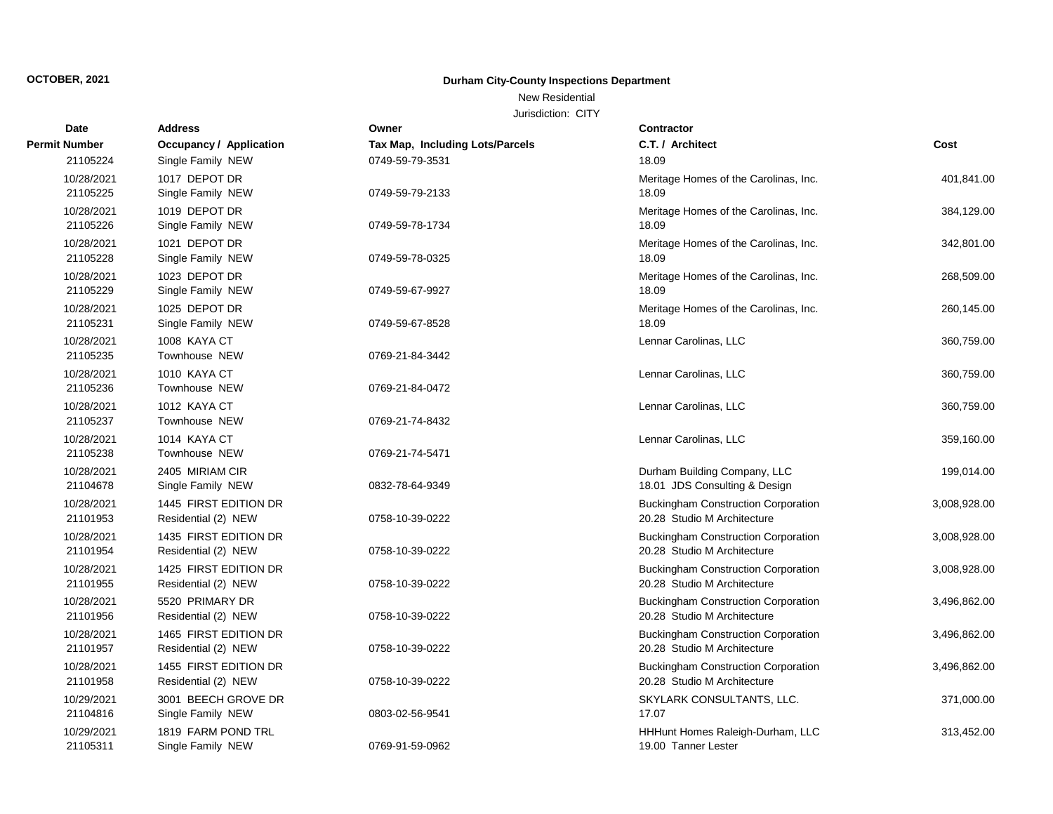**OCTOBER, 2021**

**Durham City-County Inspections Department**

New Residential

Jurisdiction: CITY

| Date / Permit Number | Address / Occupancy / Application | Owner / Tax Map, Including Lots/Parcels | Contractor / C.T. / Architect | Cost |
|---|---|---|---|---|
| 21105224 | Single Family NEW | 0749-59-79-3531 | 18.09 | |
| 10/28/2021 | 1017 DEPOT DR | | Meritage Homes of the Carolinas, Inc. | 401,841.00 |
| 21105225 | Single Family NEW | 0749-59-79-2133 | 18.09 | |
| 10/28/2021 | 1019 DEPOT DR | | Meritage Homes of the Carolinas, Inc. | 384,129.00 |
| 21105226 | Single Family NEW | 0749-59-78-1734 | 18.09 | |
| 10/28/2021 | 1021 DEPOT DR | | Meritage Homes of the Carolinas, Inc. | 342,801.00 |
| 21105228 | Single Family NEW | 0749-59-78-0325 | 18.09 | |
| 10/28/2021 | 1023 DEPOT DR | | Meritage Homes of the Carolinas, Inc. | 268,509.00 |
| 21105229 | Single Family NEW | 0749-59-67-9927 | 18.09 | |
| 10/28/2021 | 1025 DEPOT DR | | Meritage Homes of the Carolinas, Inc. | 260,145.00 |
| 21105231 | Single Family NEW | 0749-59-67-8528 | 18.09 | |
| 10/28/2021 | 1008 KAYA CT | | Lennar Carolinas, LLC | 360,759.00 |
| 21105235 | Townhouse NEW | 0769-21-84-3442 | | |
| 10/28/2021 | 1010 KAYA CT | | Lennar Carolinas, LLC | 360,759.00 |
| 21105236 | Townhouse NEW | 0769-21-84-0472 | | |
| 10/28/2021 | 1012 KAYA CT | | Lennar Carolinas, LLC | 360,759.00 |
| 21105237 | Townhouse NEW | 0769-21-74-8432 | | |
| 10/28/2021 | 1014 KAYA CT | | Lennar Carolinas, LLC | 359,160.00 |
| 21105238 | Townhouse NEW | 0769-21-74-5471 | | |
| 10/28/2021 | 2405 MIRIAM CIR | | Durham Building Company, LLC | 199,014.00 |
| 21104678 | Single Family NEW | 0832-78-64-9349 | 18.01 JDS Consulting & Design | |
| 10/28/2021 | 1445 FIRST EDITION DR | | Buckingham Construction Corporation | 3,008,928.00 |
| 21101953 | Residential (2) NEW | 0758-10-39-0222 | 20.28 Studio M Architecture | |
| 10/28/2021 | 1435 FIRST EDITION DR | | Buckingham Construction Corporation | 3,008,928.00 |
| 21101954 | Residential (2) NEW | 0758-10-39-0222 | 20.28 Studio M Architecture | |
| 10/28/2021 | 1425 FIRST EDITION DR | | Buckingham Construction Corporation | 3,008,928.00 |
| 21101955 | Residential (2) NEW | 0758-10-39-0222 | 20.28 Studio M Architecture | |
| 10/28/2021 | 5520 PRIMARY DR | | Buckingham Construction Corporation | 3,496,862.00 |
| 21101956 | Residential (2) NEW | 0758-10-39-0222 | 20.28 Studio M Architecture | |
| 10/28/2021 | 1465 FIRST EDITION DR | | Buckingham Construction Corporation | 3,496,862.00 |
| 21101957 | Residential (2) NEW | 0758-10-39-0222 | 20.28 Studio M Architecture | |
| 10/28/2021 | 1455 FIRST EDITION DR | | Buckingham Construction Corporation | 3,496,862.00 |
| 21101958 | Residential (2) NEW | 0758-10-39-0222 | 20.28 Studio M Architecture | |
| 10/29/2021 | 3001 BEECH GROVE DR | | SKYLARK CONSULTANTS, LLC. | 371,000.00 |
| 21104816 | Single Family NEW | 0803-02-56-9541 | 17.07 | |
| 10/29/2021 | 1819 FARM POND TRL | | HHHunt Homes Raleigh-Durham, LLC | 313,452.00 |
| 21105311 | Single Family NEW | 0769-91-59-0962 | 19.00 Tanner Lester | |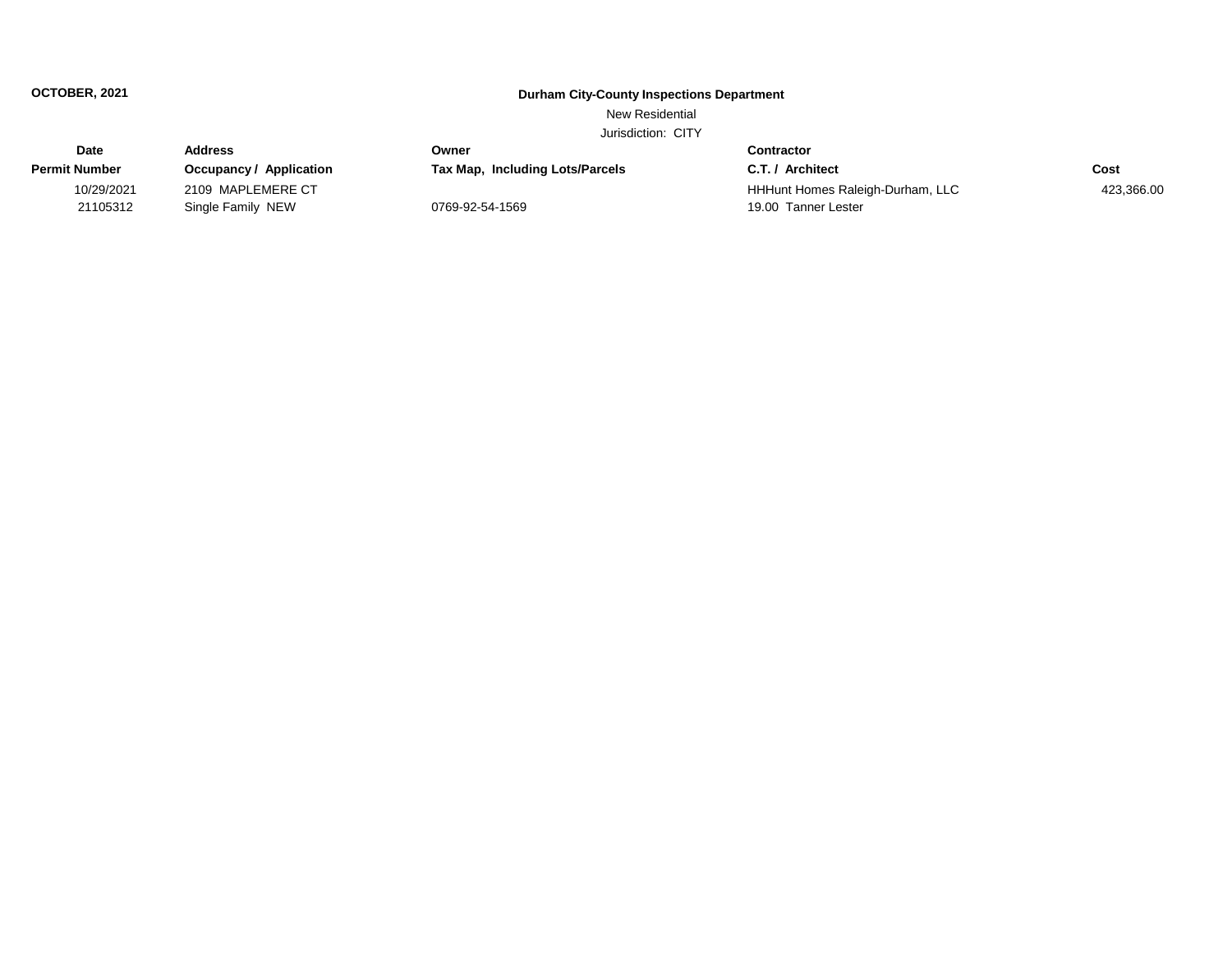**OCTOBER, 2021**

**Durham City-County Inspections Department**

New Residential

Jurisdiction: CITY

| Date<br>Permit Number | Address<br>Occupancy / Application | Owner<br>Tax Map, Including Lots/Parcels | Contractor<br>C.T. / Architect | Cost |
|---|---|---|---|---|
| 10/29/2021<br>21105312 | 2109 MAPLEMERE CT<br>Single Family NEW | <br>0769-92-54-1569 | HHHunt Homes Raleigh-Durham, LLC<br>19.00 Tanner Lester | 423,366.00 |